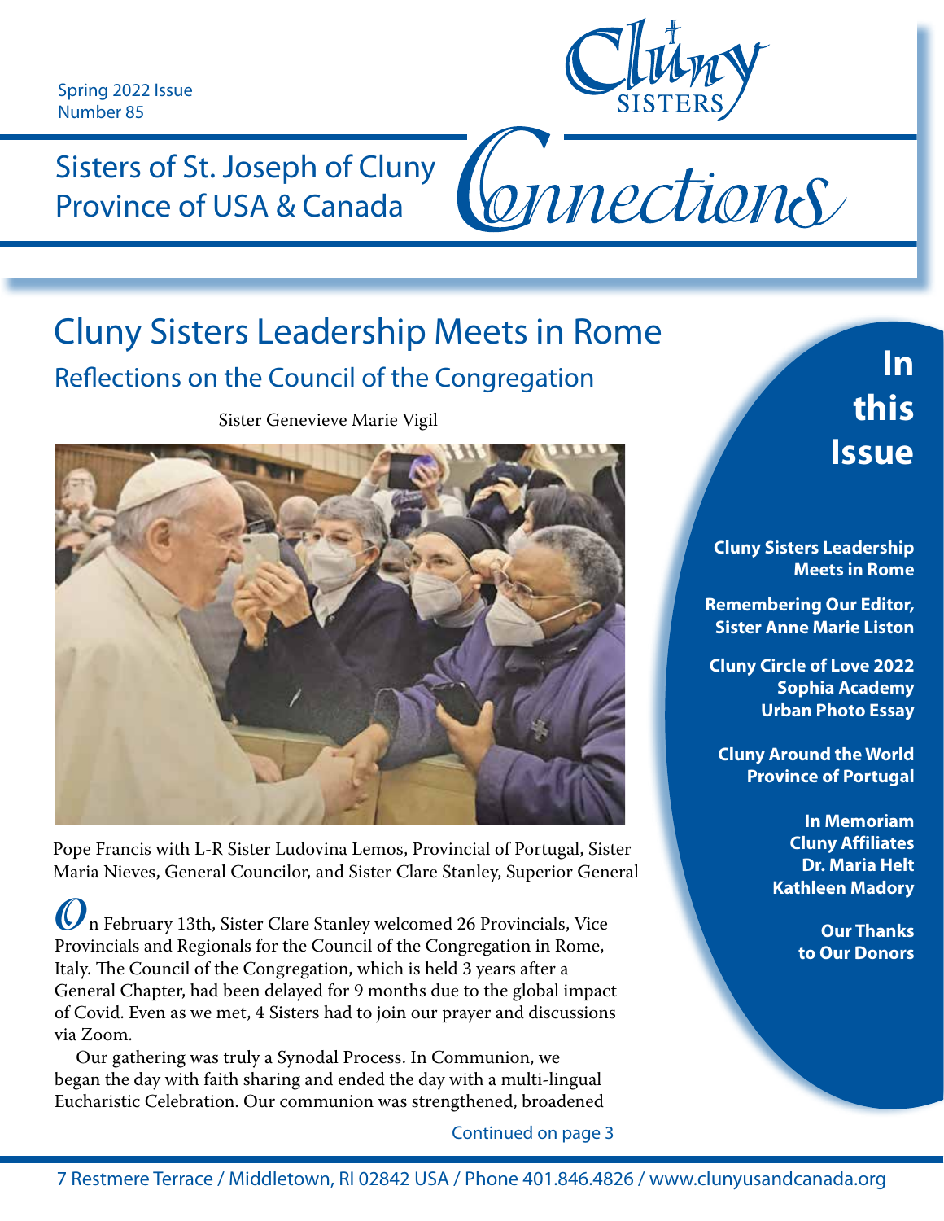Spring 2022 Issue
Number 85

Cluny SISTERS

Sisters of St. Joseph of Cluny
Province of USA & Canada

# Connections

# Cluny Sisters Leadership Meets in Rome

## Reflections on the Council of the Congregation

Sister Genevieve Marie Vigil

Pope Francis with L-R Sister Ludovina Lemos, Provincial of Portugal, Sister Maria Nieves, General Councilor, and Sister Clare Stanley, Superior General

On February 13th, Sister Clare Stanley welcomed 26 Provincials, Vice Provincials and Regionals for the Council of the Congregation in Rome, Italy. The Council of the Congregation, which is held 3 years after a General Chapter, had been delayed for 9 months due to the global impact of Covid. Even as we met, 4 Sisters had to join our prayer and discussions via Zoom.

Our gathering was truly a Synodal Process. In Communion, we began the day with faith sharing and ended the day with a multi-lingual Eucharistic Celebration. Our communion was strengthened, broadened

Continued on page 3

## In this Issue

**Cluny Sisters Leadership Meets in Rome**

**Remembering Our Editor, Sister Anne Marie Liston**

**Cluny Circle of Love 2022**
**Sophia Academy**
**Urban Photo Essay**

**Cluny Around the World**
**Province of Portugal**

**In Memoriam**
**Cluny Affiliates**
**Dr. Maria Helt**
**Kathleen Madory**

**Our Thanks to Our Donors**

7 Restmere Terrace / Middletown, RI 02842 USA / Phone 401.846.4826 / www.clunyusandcanada.org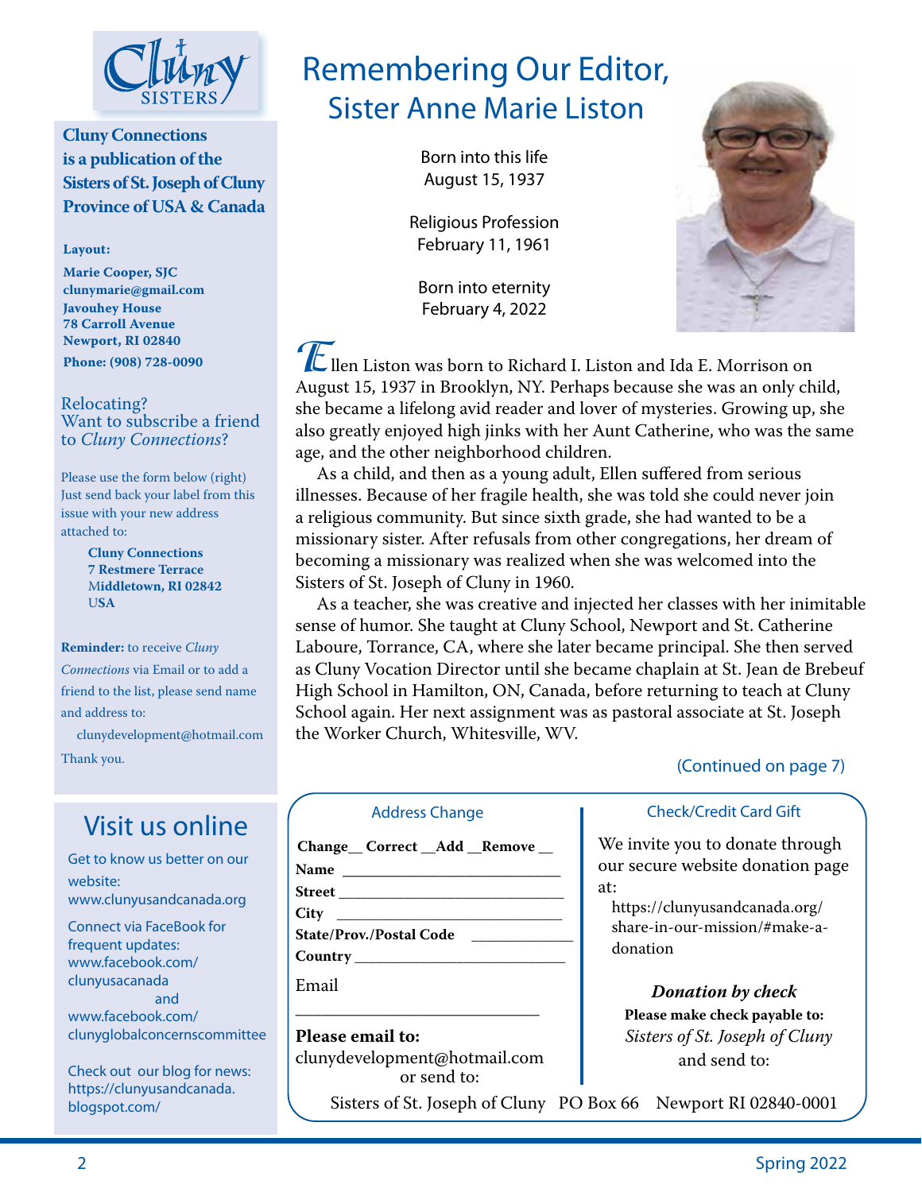# Remembering Our Editor, Sister Anne Marie Liston

Born into this life
August 15, 1937

Religious Profession
February 11, 1961

Born into eternity
February 4, 2022

Ellen Liston was born to Richard I. Liston and Ida E. Morrison on August 15, 1937 in Brooklyn, NY. Perhaps because she was an only child, she became a lifelong avid reader and lover of mysteries. Growing up, she also greatly enjoyed high jinks with her Aunt Catherine, who was the same age, and the other neighborhood children.

As a child, and then as a young adult, Ellen suffered from serious illnesses. Because of her fragile health, she was told she could never join a religious community. But since sixth grade, she had wanted to be a missionary sister. After refusals from other congregations, her dream of becoming a missionary was realized when she was welcomed into the Sisters of St. Joseph of Cluny in 1960.

As a teacher, she was creative and injected her classes with her inimitable sense of humor. She taught at Cluny School, Newport and St. Catherine Laboure, Torrance, CA, where she later became principal. She then served as Cluny Vocation Director until she became chaplain at St. Jean de Brebeuf High School in Hamilton, ON, Canada, before returning to teach at Cluny School again. Her next assignment was as pastoral associate at St. Joseph the Worker Church, Whitesville, WV.

(Continued on page 7)

---

Cluny Sisters

**Cluny Connections is a publication of the Sisters of St. Joseph of Cluny Province of USA & Canada**

**Layout:**

**Marie Cooper, SJC**
**clunymarie@gmail.com**
**Javouhey House**
**78 Carroll Avenue**
**Newport, RI 02840**
**Phone: (908) 728-0090**

Relocating?
Want to subscribe a friend to *Cluny Connections*?

Please use the form below (right) Just send back your label from this issue with your new address attached to:

**Cluny Connections**
**7 Restmere Terrace**
**Middletown, RI 02842**
**USA**

**Reminder:** to receive *Cluny Connections* via Email or to add a friend to the list, please send name and address to:

clunydevelopment@hotmail.com

Thank you.

## Visit us online

Get to know us better on our website:
www.clunyusandcanada.org

Connect via FaceBook for frequent updates:
www.facebook.com/clunyusacanada
and
www.facebook.com/clunyglobalconcernscommittee

Check out our blog for news:
https://clunyusandcanada.blogspot.com/

---

### Address Change

**Change__ Correct __Add __Remove __**

**Name** ____________________________

**Street** ____________________________

**City** ____________________________

**State/Prov./Postal Code** ____________

**Country** ____________________________

Email

______________________________

**Please email to:**
clunydevelopment@hotmail.com
or send to:

### Check/Credit Card Gift

We invite you to donate through our secure website donation page at:

https://clunyusandcanada.org/share-in-our-mission/#make-a-donation

***Donation by check***

**Please make check payable to:**
*Sisters of St. Joseph of Cluny*
and send to:

Sisters of St. Joseph of Cluny PO Box 66 Newport RI 02840-0001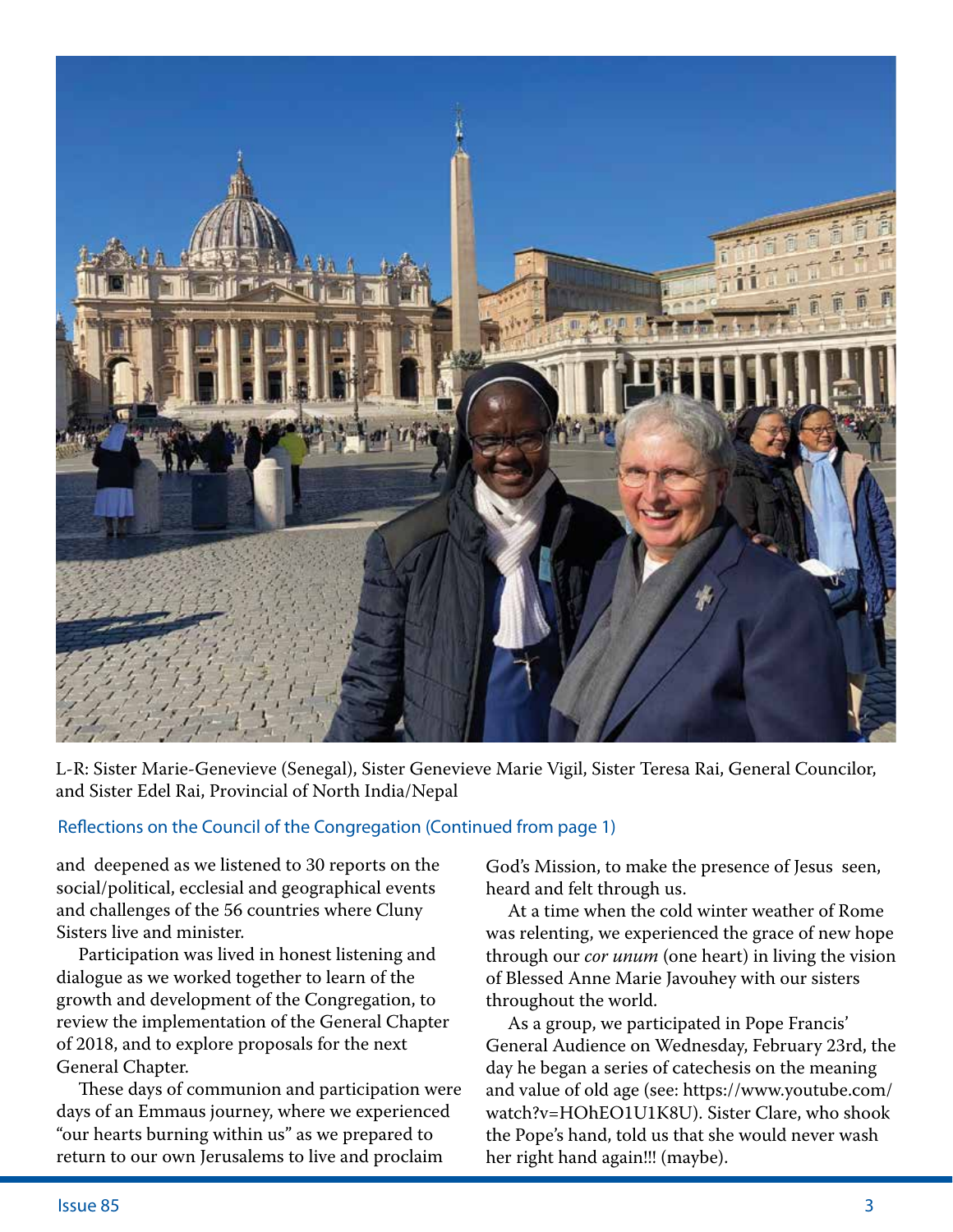L-R: Sister Marie-Genevieve (Senegal), Sister Genevieve Marie Vigil, Sister Teresa Rai, General Councilor, and Sister Edel Rai, Provincial of North India/Nepal

Reflections on the Council of the Congregation (Continued from page 1)

and deepened as we listened to 30 reports on the social/political, ecclesial and geographical events and challenges of the 56 countries where Cluny Sisters live and minister.

Participation was lived in honest listening and dialogue as we worked together to learn of the growth and development of the Congregation, to review the implementation of the General Chapter of 2018, and to explore proposals for the next General Chapter.

These days of communion and participation were days of an Emmaus journey, where we experienced "our hearts burning within us" as we prepared to return to our own Jerusalems to live and proclaim God's Mission, to make the presence of Jesus seen, heard and felt through us.

At a time when the cold winter weather of Rome was relenting, we experienced the grace of new hope through our *cor unum* (one heart) in living the vision of Blessed Anne Marie Javouhey with our sisters throughout the world.

As a group, we participated in Pope Francis' General Audience on Wednesday, February 23rd, the day he began a series of catechesis on the meaning and value of old age (see: https://www.youtube.com/watch?v=HOhEO1U1K8U). Sister Clare, who shook the Pope's hand, told us that she would never wash her right hand again!!! (maybe).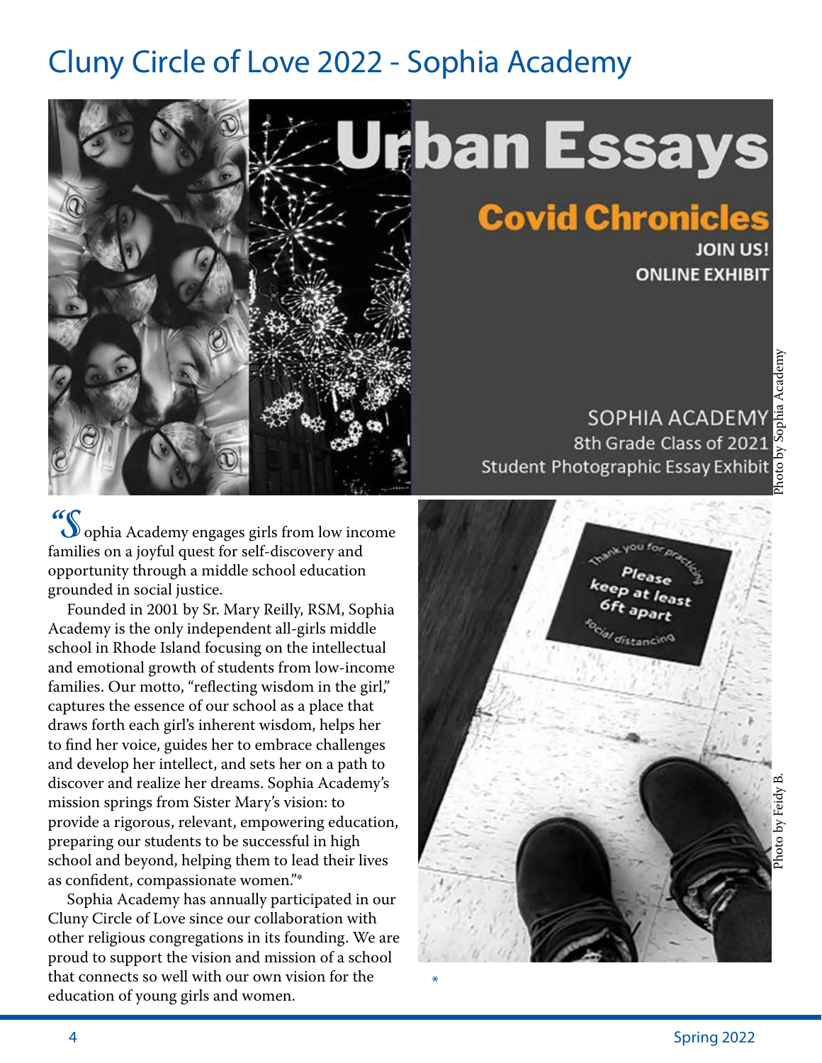# Cluny Circle of Love 2022 - Sophia Academy

Photo by Sophia Academy

"Sophia Academy engages girls from low income families on a joyful quest for self-discovery and opportunity through a middle school education grounded in social justice.

Founded in 2001 by Sr. Mary Reilly, RSM, Sophia Academy is the only independent all-girls middle school in Rhode Island focusing on the intellectual and emotional growth of students from low-income families. Our motto, "reflecting wisdom in the girl," captures the essence of our school as a place that draws forth each girl's inherent wisdom, helps her to find her voice, guides her to embrace challenges and develop her intellect, and sets her on a path to discover and realize her dreams. Sophia Academy's mission springs from Sister Mary's vision: to provide a rigorous, relevant, empowering education, preparing our students to be successful in high school and beyond, helping them to lead their lives as confident, compassionate women."*

Sophia Academy has annually participated in our Cluny Circle of Love since our collaboration with other religious congregations in its founding. We are proud to support the vision and mission of a school that connects so well with our own vision for the education of young girls and women.

Photo by Feidy B.

*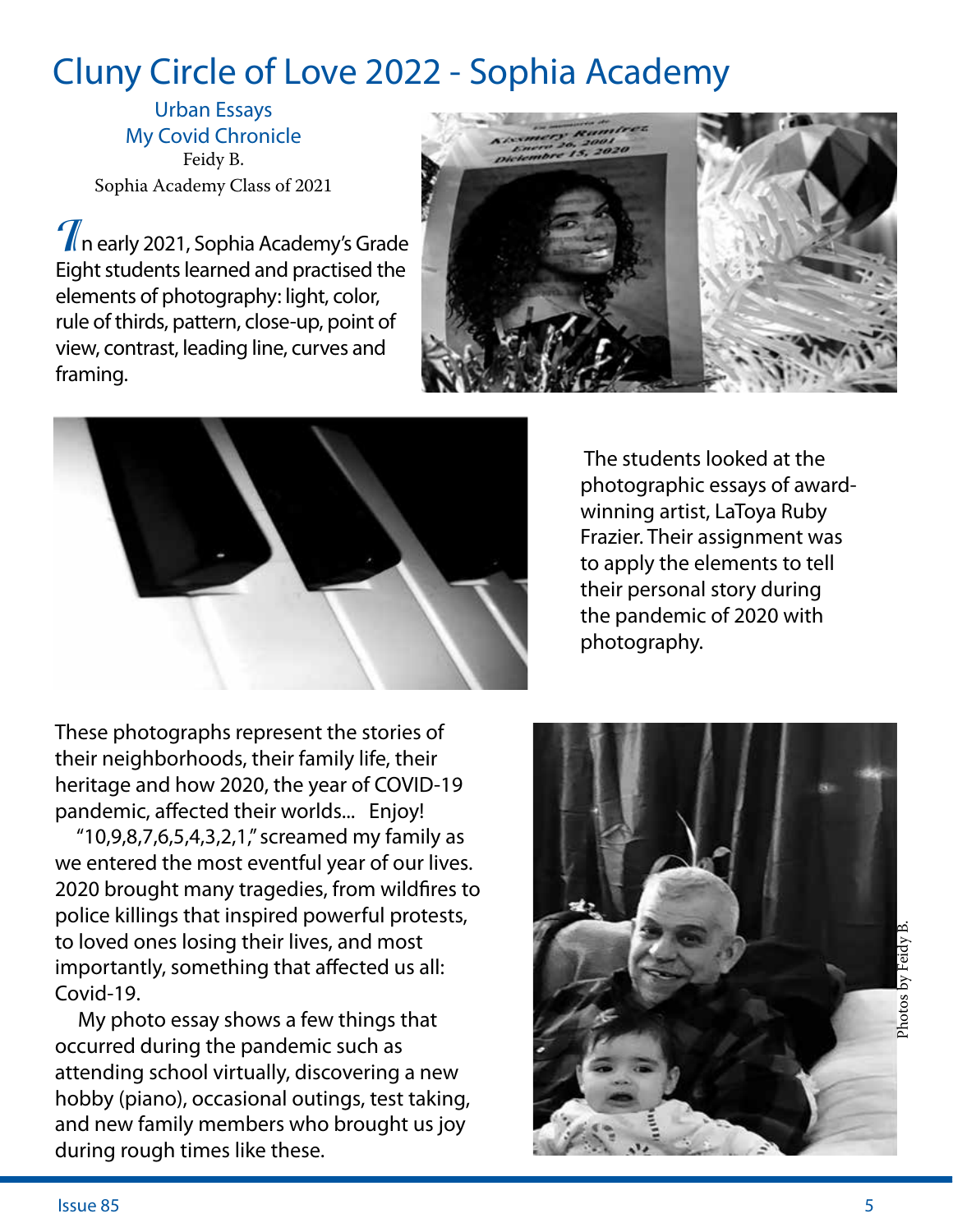# Cluny Circle of Love 2022 - Sophia Academy

Urban Essays
My Covid Chronicle
Feidy B.
Sophia Academy Class of 2021

In early 2021, Sophia Academy's Grade Eight students learned and practised the elements of photography: light, color, rule of thirds, pattern, close-up, point of view, contrast, leading line, curves and framing.

The students looked at the photographic essays of award-winning artist, LaToya Ruby Frazier. Their assignment was to apply the elements to tell their personal story during the pandemic of 2020 with photography.

These photographs represent the stories of their neighborhoods, their family life, their heritage and how 2020, the year of COVID-19 pandemic, affected their worlds... Enjoy!

"10,9,8,7,6,5,4,3,2,1," screamed my family as we entered the most eventful year of our lives. 2020 brought many tragedies, from wildfires to police killings that inspired powerful protests, to loved ones losing their lives, and most importantly, something that affected us all: Covid-19.

My photo essay shows a few things that occurred during the pandemic such as attending school virtually, discovering a new hobby (piano), occasional outings, test taking, and new family members who brought us joy during rough times like these.

Photos by Feidy B.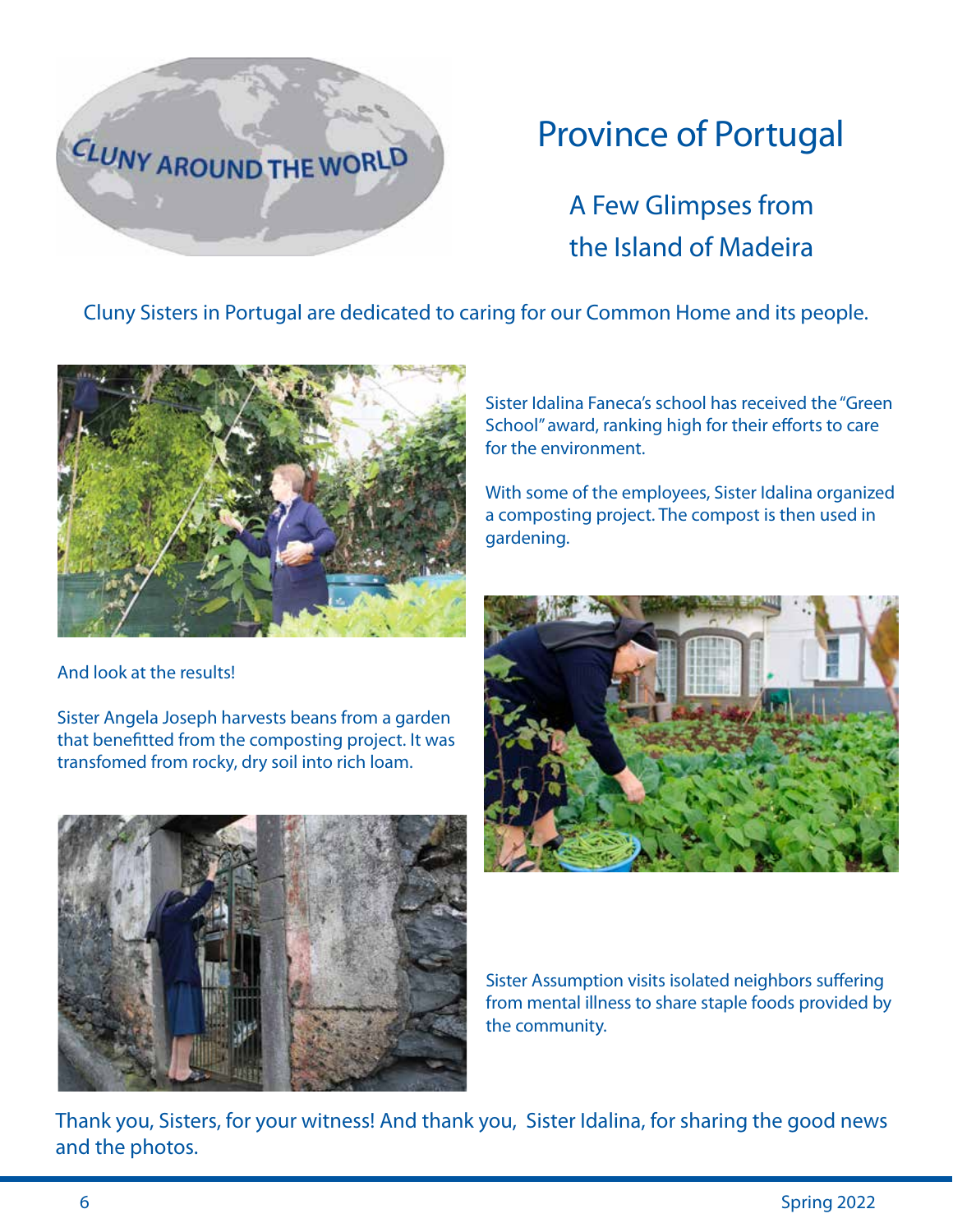CLUNY AROUND THE WORLD

# Province of Portugal

## A Few Glimpses from the Island of Madeira

Cluny Sisters in Portugal are dedicated to caring for our Common Home and its people.

Sister Idalina Faneca's school has received the "Green School" award, ranking high for their efforts to care for the environment.

With some of the employees, Sister Idalina organized a composting project. The compost is then used in gardening.

And look at the results!

Sister Angela Joseph harvests beans from a garden that benefitted from the composting project. It was transfomed from rocky, dry soil into rich loam.

Sister Assumption visits isolated neighbors suffering from mental illness to share staple foods provided by the community.

Thank you, Sisters, for your witness! And thank you, Sister Idalina, for sharing the good news and the photos.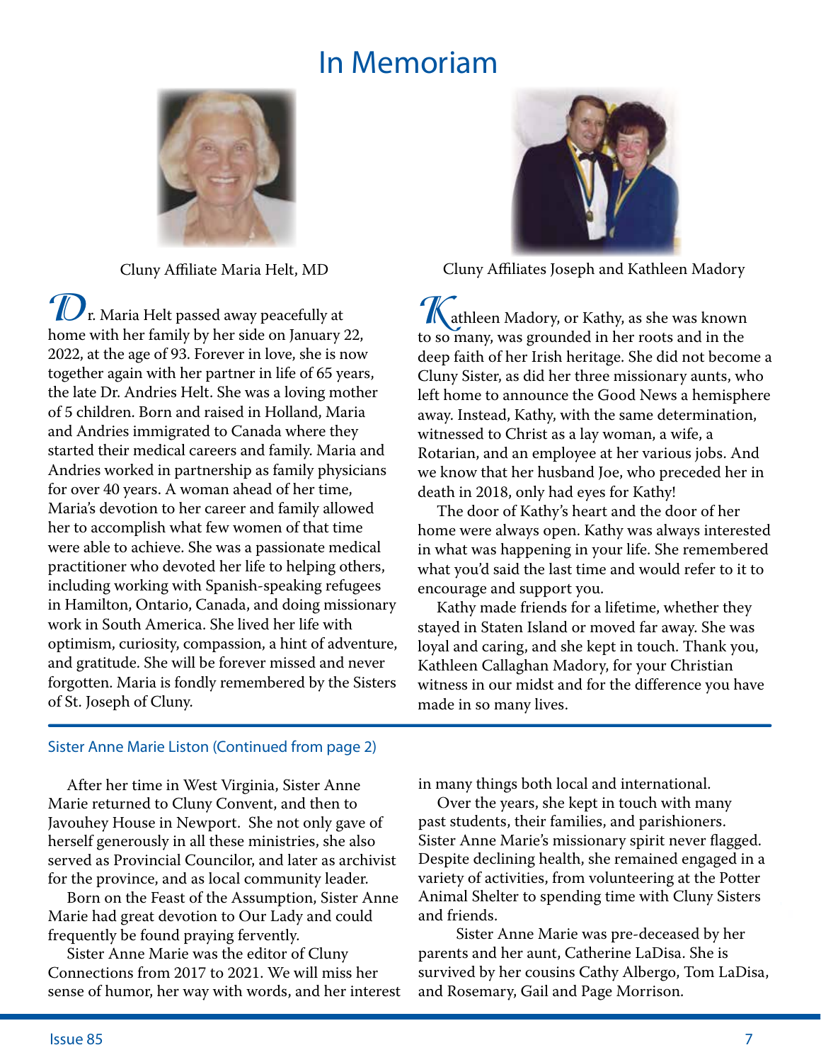# In Memoriam

Cluny Affiliate Maria Helt, MD

Dr. Maria Helt passed away peacefully at home with her family by her side on January 22, 2022, at the age of 93. Forever in love, she is now together again with her partner in life of 65 years, the late Dr. Andries Helt. She was a loving mother of 5 children. Born and raised in Holland, Maria and Andries immigrated to Canada where they started their medical careers and family. Maria and Andries worked in partnership as family physicians for over 40 years. A woman ahead of her time, Maria's devotion to her career and family allowed her to accomplish what few women of that time were able to achieve. She was a passionate medical practitioner who devoted her life to helping others, including working with Spanish-speaking refugees in Hamilton, Ontario, Canada, and doing missionary work in South America. She lived her life with optimism, curiosity, compassion, a hint of adventure, and gratitude. She will be forever missed and never forgotten. Maria is fondly remembered by the Sisters of St. Joseph of Cluny.

Cluny Affiliates Joseph and Kathleen Madory

Kathleen Madory, or Kathy, as she was known to so many, was grounded in her roots and in the deep faith of her Irish heritage. She did not become a Cluny Sister, as did her three missionary aunts, who left home to announce the Good News a hemisphere away. Instead, Kathy, with the same determination, witnessed to Christ as a lay woman, a wife, a Rotarian, and an employee at her various jobs. And we know that her husband Joe, who preceded her in death in 2018, only had eyes for Kathy!

The door of Kathy's heart and the door of her home were always open. Kathy was always interested in what was happening in your life. She remembered what you'd said the last time and would refer to it to encourage and support you.

Kathy made friends for a lifetime, whether they stayed in Staten Island or moved far away. She was loyal and caring, and she kept in touch. Thank you, Kathleen Callaghan Madory, for your Christian witness in our midst and for the difference you have made in so many lives.

---

## Sister Anne Marie Liston (Continued from page 2)

After her time in West Virginia, Sister Anne Marie returned to Cluny Convent, and then to Javouhey House in Newport. She not only gave of herself generously in all these ministries, she also served as Provincial Councilor, and later as archivist for the province, and as local community leader.

Born on the Feast of the Assumption, Sister Anne Marie had great devotion to Our Lady and could frequently be found praying fervently.

Sister Anne Marie was the editor of Cluny Connections from 2017 to 2021. We will miss her sense of humor, her way with words, and her interest in many things both local and international.

Over the years, she kept in touch with many past students, their families, and parishioners. Sister Anne Marie's missionary spirit never flagged. Despite declining health, she remained engaged in a variety of activities, from volunteering at the Potter Animal Shelter to spending time with Cluny Sisters and friends.

Sister Anne Marie was pre-deceased by her parents and her aunt, Catherine LaDisa. She is survived by her cousins Cathy Albergo, Tom LaDisa, and Rosemary, Gail and Page Morrison.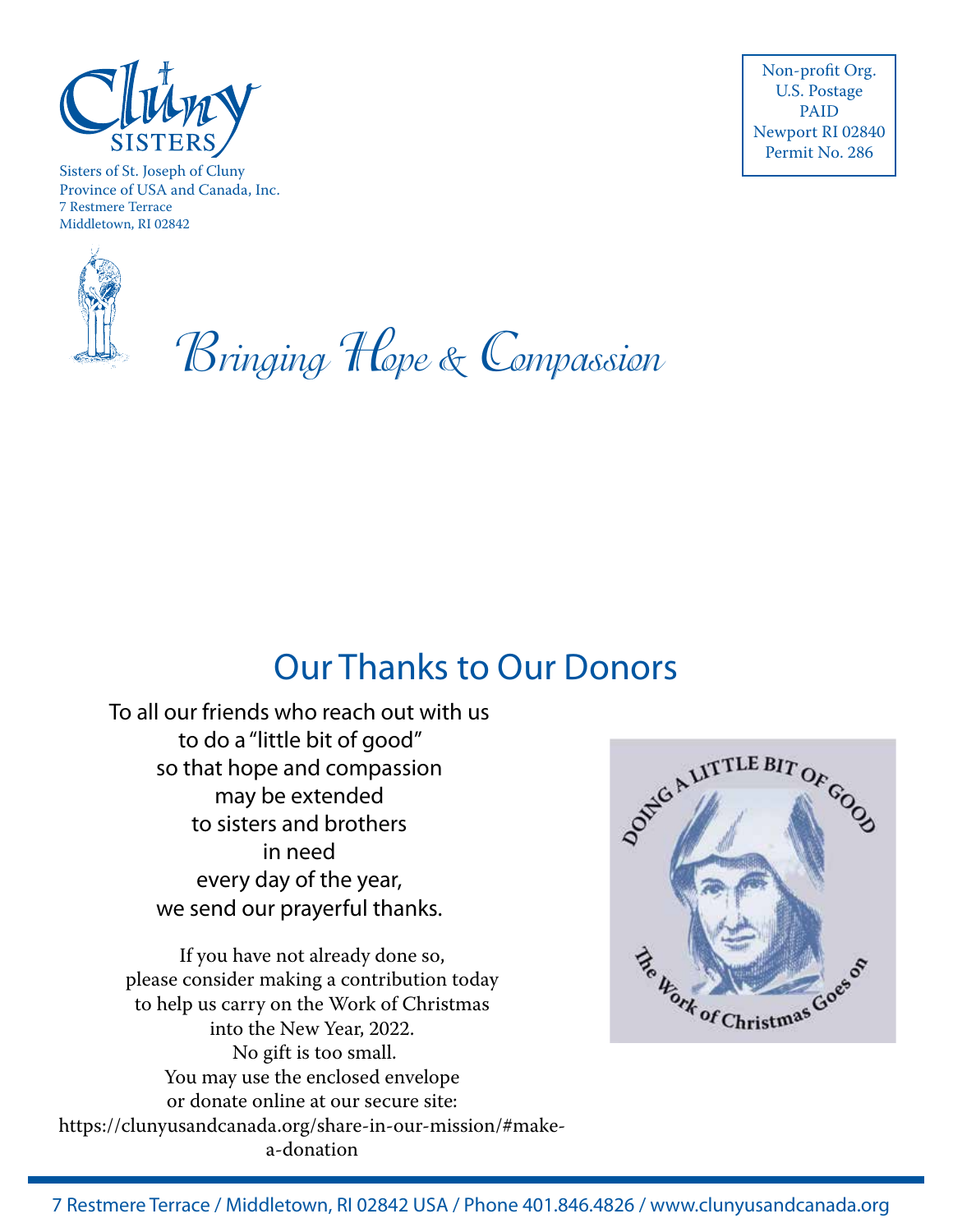Cluny SISTERS

Sisters of St. Joseph of Cluny
Province of USA and Canada, Inc.
7 Restmere Terrace
Middletown, RI 02842

Non-profit Org.
U.S. Postage
PAID
Newport RI 02840
Permit No. 286

*Bringing Hope & Compassion*

## Our Thanks to Our Donors

To all our friends who reach out with us
to do a "little bit of good"
so that hope and compassion
may be extended
to sisters and brothers
in need
every day of the year,
we send our prayerful thanks.

If you have not already done so,
please consider making a contribution today
to help us carry on the Work of Christmas
into the New Year, 2022.
No gift is too small.
You may use the enclosed envelope
or donate online at our secure site:
https://clunyusandcanada.org/share-in-our-mission/#make-a-donation

DOING A LITTLE BIT OF GOOD
The Work of Christmas Goes on

7 Restmere Terrace / Middletown, RI 02842 USA / Phone 401.846.4826 / www.clunyusandcanada.org